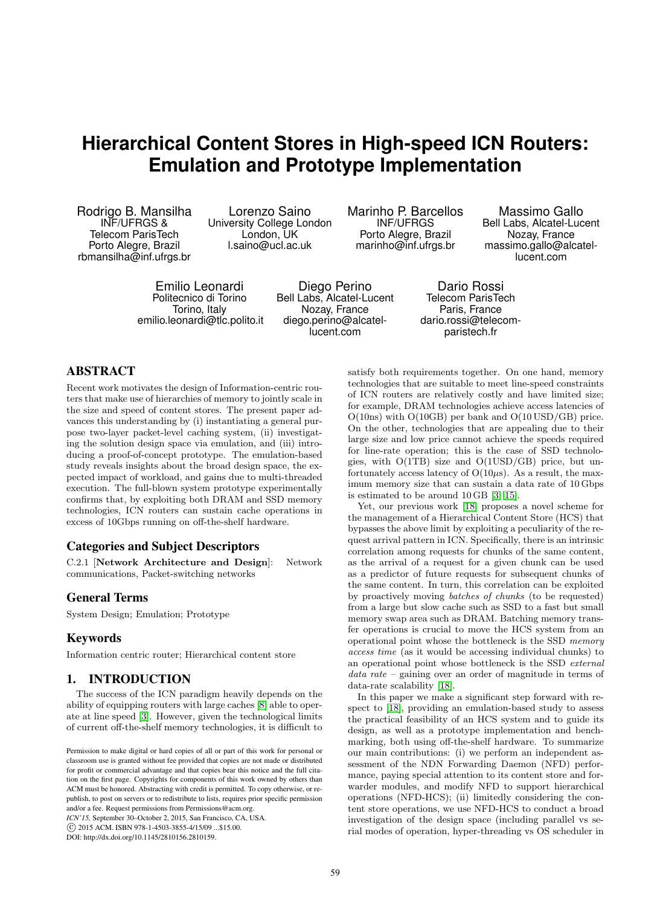# Hierarchical Content Stores in High-speed ICN Routers: Emulation and Prototype Implementation

Rodrigo B. Mansilha
INF/UFRGS &
Telecom ParisTech
Porto Alegre, Brazil
rbmansilha@inf.ufrgs.br

Lorenzo Saino
University College London
London, UK
l.saino@ucl.ac.uk

Marinho P. Barcellos
INF/UFRGS
Porto Alegre, Brazil
marinho@inf.ufrgs.br

Massimo Gallo
Bell Labs, Alcatel-Lucent
Nozay, France
massimo.gallo@alcatel-lucent.com

Emilio Leonardi
Politecnico di Torino
Torino, Italy
emilio.leonardi@tlc.polito.it

Diego Perino
Bell Labs, Alcatel-Lucent
Nozay, France
diego.perino@alcatel-lucent.com

Dario Rossi
Telecom ParisTech
Paris, France
dario.rossi@telecom-paristech.fr

## ABSTRACT

Recent work motivates the design of Information-centric routers that make use of hierarchies of memory to jointly scale in the size and speed of content stores. The present paper advances this understanding by (i) instantiating a general purpose two-layer packet-level caching system, (ii) investigating the solution design space via emulation, and (iii) introducing a proof-of-concept prototype. The emulation-based study reveals insights about the broad design space, the expected impact of workload, and gains due to multi-threaded execution. The full-blown system prototype experimentally confirms that, by exploiting both DRAM and SSD memory technologies, ICN routers can sustain cache operations in excess of 10Gbps running on off-the-shelf hardware.

## Categories and Subject Descriptors

C.2.1 [**Network Architecture and Design**]: Network communications, Packet-switching networks

## General Terms

System Design; Emulation; Prototype

## Keywords

Information centric router; Hierarchical content store

## 1. INTRODUCTION

The success of the ICN paradigm heavily depends on the ability of equipping routers with large caches [8] able to operate at line speed [3]. However, given the technological limits of current off-the-shelf memory technologies, it is difficult to satisfy both requirements together. On one hand, memory technologies that are suitable to meet line-speed constraints of ICN routers are relatively costly and have limited size; for example, DRAM technologies achieve access latencies of O(10ns) with O(10GB) per bank and O(10 USD/GB) price. On the other, technologies that are appealing due to their large size and low price cannot achieve the speeds required for line-rate operation; this is the case of SSD technologies, with O(1TB) size and O(1USD/GB) price, but unfortunately access latency of O(10$\mu$s). As a result, the maximum memory size that can sustain a data rate of 10 Gbps is estimated to be around 10 GB [3, 15].

Yet, our previous work [18] proposes a novel scheme for the management of a Hierarchical Content Store (HCS) that bypasses the above limit by exploiting a peculiarity of the request arrival pattern in ICN. Specifically, there is an intrinsic correlation among requests for chunks of the same content, as the arrival of a request for a given chunk can be used as a predictor of future requests for subsequent chunks of the same content. In turn, this correlation can be exploited by proactively moving *batches of chunks* (to be requested) from a large but slow cache such as SSD to a fast but small memory swap area such as DRAM. Batching memory transfer operations is crucial to move the HCS system from an operational point whose the bottleneck is the SSD *memory access time* (as it would be accessing individual chunks) to an operational point whose bottleneck is the SSD *external data rate* – gaining over an order of magnitude in terms of data-rate scalability [18].

In this paper we make a significant step forward with respect to [18], providing an emulation-based study to assess the practical feasibility of an HCS system and to guide its design, as well as a prototype implementation and benchmarking, both using off-the-shelf hardware. To summarize our main contributions: (i) we perform an independent assessment of the NDN Forwarding Daemon (NFD) performance, paying special attention to its content store and forwarder modules, and modify NFD to support hierarchical operations (NFD-HCS); (ii) limitedly considering the content store operations, we use NFD-HCS to conduct a broad investigation of the design space (including parallel vs serial modes of operation, hyper-threading vs OS scheduler in

Permission to make digital or hard copies of all or part of this work for personal or classroom use is granted without fee provided that copies are not made or distributed for profit or commercial advantage and that copies bear this notice and the full citation on the first page. Copyrights for components of this work owned by others than ACM must be honored. Abstracting with credit is permitted. To copy otherwise, or republish, to post on servers or to redistribute to lists, requires prior specific permission and/or a fee. Request permissions from Permissions@acm.org.
*ICN'15,* September 30–October 2, 2015, San Francisco, CA, USA.
© 2015 ACM. ISBN 978-1-4503-3855-4/15/09 ...$15.00.
DOI: http://dx.doi.org/10.1145/2810156.2810159.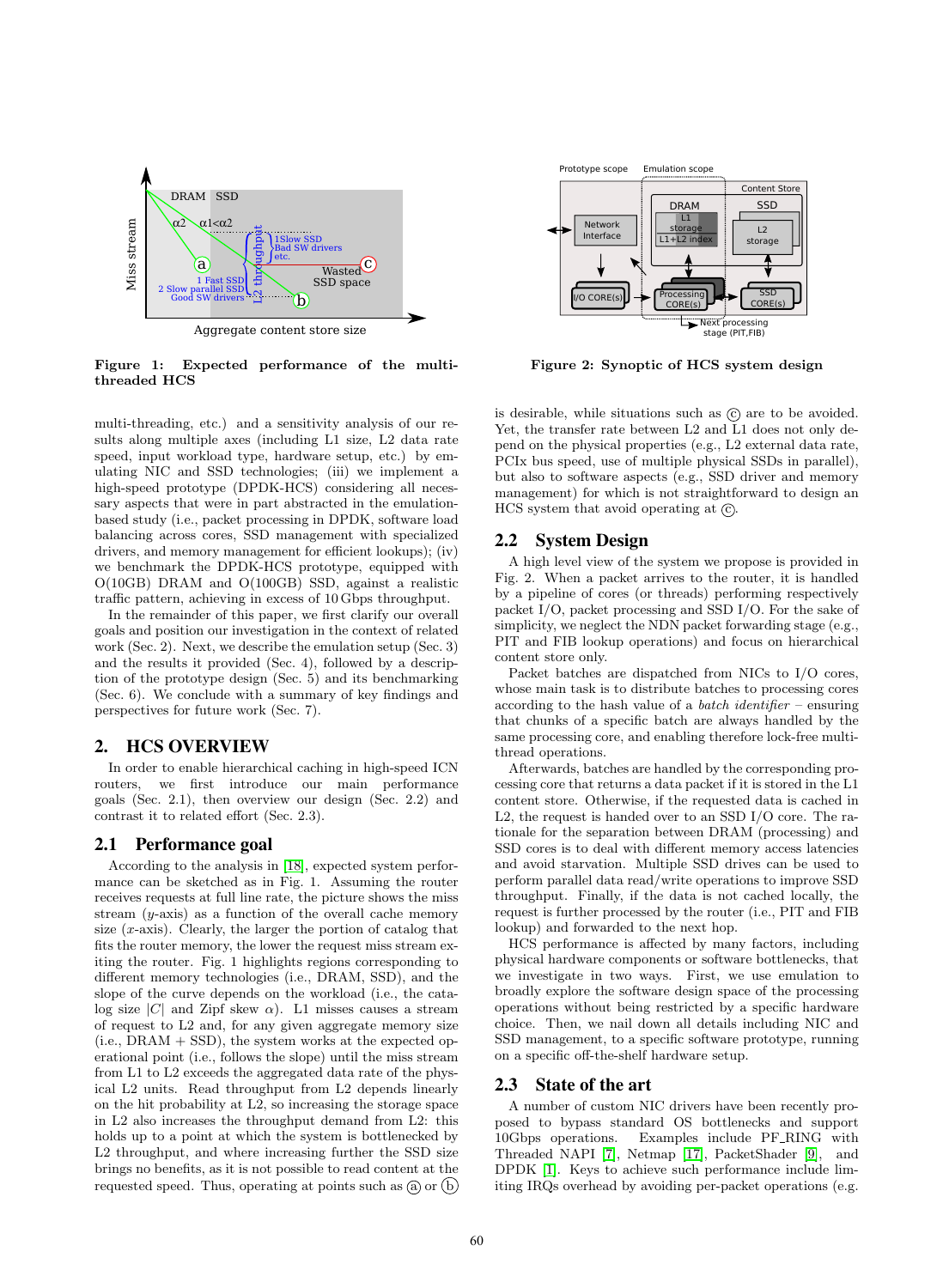DRAM SSD

$\alpha 2$ $\alpha 1 < \alpha 2$

Miss stream

L2 throughput

1 Slow SSD
Bad SW drivers
etc.

a

c

Wasted
SSD space

1 Fast SSD
2 Slow parallel SSD
Good SW drivers

b

Aggregate content store size

**Figure 1: Expected performance of the multi-threaded HCS**

Prototype scope  Emulation scope

Content Store

Network Interface

DRAM
L1 storage
L1+L2 index

SSD
L2 storage

I/O CORE(s)

Processing CORE(s)

SSD CORE(s)

Next processing stage (PIT,FIB)

**Figure 2: Synoptic of HCS system design**

multi-threading, etc.) and a sensitivity analysis of our results along multiple axes (including L1 size, L2 data rate speed, input workload type, hardware setup, etc.) by emulating NIC and SSD technologies; (iii) we implement a high-speed prototype (DPDK-HCS) considering all necessary aspects that were in part abstracted in the emulation-based study (i.e., packet processing in DPDK, software load balancing across cores, SSD management with specialized drivers, and memory management for efficient lookups); (iv) we benchmark the DPDK-HCS prototype, equipped with O(10GB) DRAM and O(100GB) SSD, against a realistic traffic pattern, achieving in excess of 10 Gbps throughput.

In the remainder of this paper, we first clarify our overall goals and position our investigation in the context of related work (Sec. 2). Next, we describe the emulation setup (Sec. 3) and the results it provided (Sec. 4), followed by a description of the prototype design (Sec. 5) and its benchmarking (Sec. 6). We conclude with a summary of key findings and perspectives for future work (Sec. 7).

## 2. HCS OVERVIEW

In order to enable hierarchical caching in high-speed ICN routers, we first introduce our main performance goals (Sec. 2.1), then overview our design (Sec. 2.2) and contrast it to related effort (Sec. 2.3).

### 2.1 Performance goal

According to the analysis in [18], expected system performance can be sketched as in Fig. 1. Assuming the router receives requests at full line rate, the picture shows the miss stream ($y$-axis) as a function of the overall cache memory size ($x$-axis). Clearly, the larger the portion of catalog that fits the router memory, the lower the request miss stream exiting the router. Fig. 1 highlights regions corresponding to different memory technologies (i.e., DRAM, SSD), and the slope of the curve depends on the workload (i.e., the catalog size $|C|$ and Zipf skew $\alpha$). L1 misses causes a stream of request to L2 and, for any given aggregate memory size (i.e., DRAM + SSD), the system works at the expected operational point (i.e., follows the slope) until the miss stream from L1 to L2 exceeds the aggregated data rate of the physical L2 units. Read throughput from L2 depends linearly on the hit probability at L2, so increasing the storage space in L2 also increases the throughput demand from L2: this holds up to a point at which the system is bottlenecked by L2 throughput, and where increasing further the SSD size brings no benefits, as it is not possible to read content at the requested speed. Thus, operating at points such as ⓐ or ⓑ is desirable, while situations such as ⓒ are to be avoided. Yet, the transfer rate between L2 and L1 does not only depend on the physical properties (e.g., L2 external data rate, PCIx bus speed, use of multiple physical SSDs in parallel), but also to software aspects (e.g., SSD driver and memory management) for which is not straightforward to design an HCS system that avoid operating at ⓒ.

### 2.2 System Design

A high level view of the system we propose is provided in Fig. 2. When a packet arrives to the router, it is handled by a pipeline of cores (or threads) performing respectively packet I/O, packet processing and SSD I/O. For the sake of simplicity, we neglect the NDN packet forwarding stage (e.g., PIT and FIB lookup operations) and focus on hierarchical content store only.

Packet batches are dispatched from NICs to I/O cores, whose main task is to distribute batches to processing cores according to the hash value of a *batch identifier* – ensuring that chunks of a specific batch are always handled by the same processing core, and enabling therefore lock-free multi-thread operations.

Afterwards, batches are handled by the corresponding processing core that returns a data packet if it is stored in the L1 content store. Otherwise, if the requested data is cached in L2, the request is handed over to an SSD I/O core. The rationale for the separation between DRAM (processing) and SSD cores is to deal with different memory access latencies and avoid starvation. Multiple SSD drives can be used to perform parallel data read/write operations to improve SSD throughput. Finally, if the data is not cached locally, the request is further processed by the router (i.e., PIT and FIB lookup) and forwarded to the next hop.

HCS performance is affected by many factors, including physical hardware components or software bottlenecks, that we investigate in two ways. First, we use emulation to broadly explore the software design space of the processing operations without being restricted by a specific hardware choice. Then, we nail down all details including NIC and SSD management, to a specific software prototype, running on a specific off-the-shelf hardware setup.

### 2.3 State of the art

A number of custom NIC drivers have been recently proposed to bypass standard OS bottlenecks and support 10Gbps operations. Examples include PF_RING with Threaded NAPI [7], Netmap [17], PacketShader [9], and DPDK [1]. Keys to achieve such performance include limiting IRQs overhead by avoiding per-packet operations (e.g.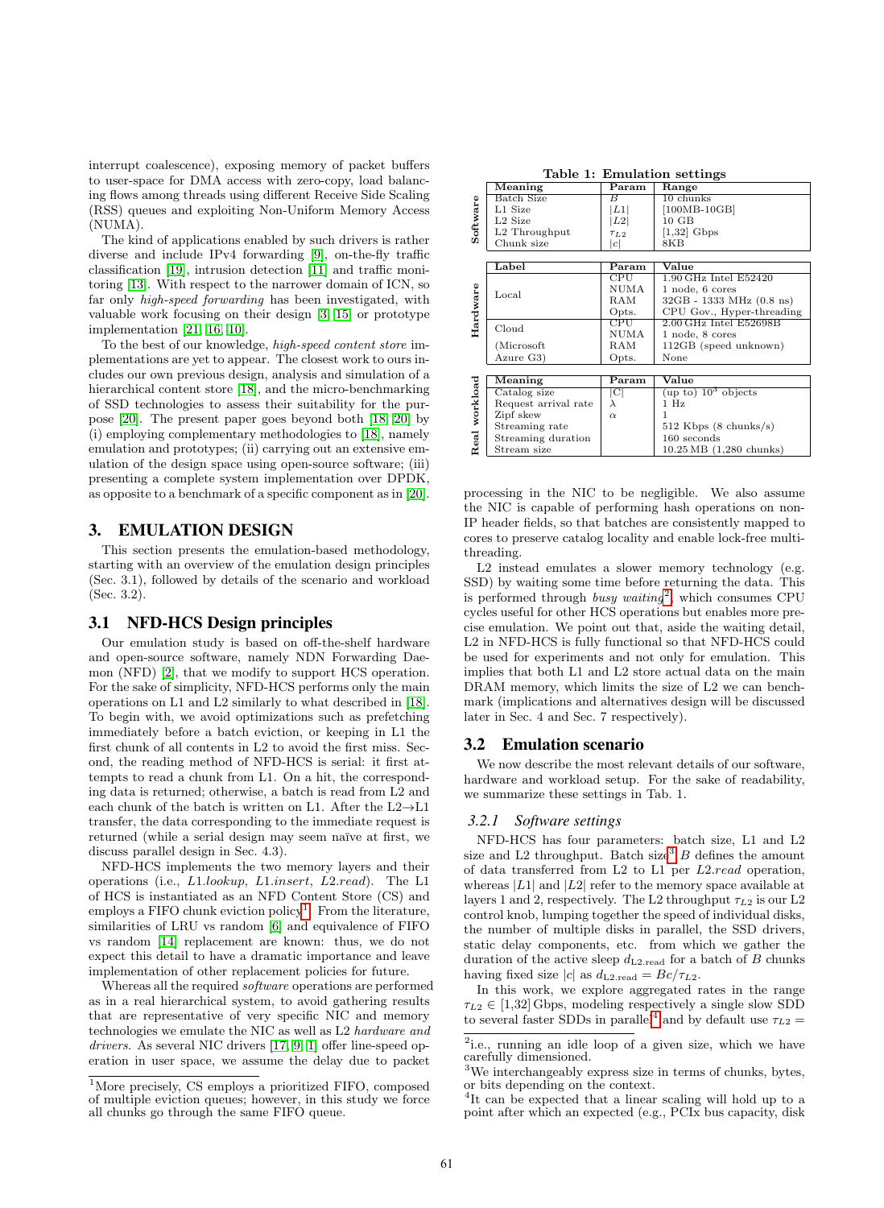interrupt coalescence), exposing memory of packet buffers to user-space for DMA access with zero-copy, load balancing flows among threads using different Receive Side Scaling (RSS) queues and exploiting Non-Uniform Memory Access (NUMA).

The kind of applications enabled by such drivers is rather diverse and include IPv4 forwarding [9], on-the-fly traffic classification [19], intrusion detection [11] and traffic monitoring [13]. With respect to the narrower domain of ICN, so far only *high-speed forwarding* has been investigated, with valuable work focusing on their design [3, 15] or prototype implementation [21, 16, 10].

To the best of our knowledge, *high-speed content store* implementations are yet to appear. The closest work to ours includes our own previous design, analysis and simulation of a hierarchical content store [18], and the micro-benchmarking of SSD technologies to assess their suitability for the purpose [20]. The present paper goes beyond both [18, 20] by (i) employing complementary methodologies to [18], namely emulation and prototypes; (ii) carrying out an extensive emulation of the design space using open-source software; (iii) presenting a complete system implementation over DPDK, as opposite to a benchmark of a specific component as in [20].

## 3. EMULATION DESIGN

This section presents the emulation-based methodology, starting with an overview of the emulation design principles (Sec. 3.1), followed by details of the scenario and workload (Sec. 3.2).

### 3.1 NFD-HCS Design principles

Our emulation study is based on off-the-shelf hardware and open-source software, namely NDN Forwarding Daemon (NFD) [2], that we modify to support HCS operation. For the sake of simplicity, NFD-HCS performs only the main operations on L1 and L2 similarly to what described in [18]. To begin with, we avoid optimizations such as prefetching immediately before a batch eviction, or keeping in L1 the first chunk of all contents in L2 to avoid the first miss. Second, the reading method of NFD-HCS is serial: it first attempts to read a chunk from L1. On a hit, the corresponding data is returned; otherwise, a batch is read from L2 and each chunk of the batch is written on L1. After the L2→L1 transfer, the data corresponding to the immediate request is returned (while a serial design may seem naïve at first, we discuss parallel design in Sec. 4.3).

NFD-HCS implements the two memory layers and their operations (i.e., *L1.lookup*, *L1.insert*, *L2.read*). The L1 of HCS is instantiated as an NFD Content Store (CS) and employs a FIFO chunk eviction policy[1]. From the literature, similarities of LRU vs random [6] and equivalence of FIFO vs random [14] replacement are known: thus, we do not expect this detail to have a dramatic importance and leave implementation of other replacement policies for future.

Whereas all the required *software* operations are performed as in a real hierarchical system, to avoid gathering results that are representative of very specific NIC and memory technologies we emulate the NIC as well as L2 *hardware and drivers*. As several NIC drivers [17, 9, 1] offer line-speed operation in user space, we assume the delay due to packet processing in the NIC to be negligible. We also assume the NIC is capable of performing hash operations on non-IP header fields, so that batches are consistently mapped to cores to preserve catalog locality and enable lock-free multi-threading.

L2 instead emulates a slower memory technology (e.g. SSD) by waiting some time before returning the data. This is performed through *busy waiting*[2], which consumes CPU cycles useful for other HCS operations but enables more precise emulation. We point out that, aside the waiting detail, L2 in NFD-HCS is fully functional so that NFD-HCS could be used for experiments and not only for emulation. This implies that both L1 and L2 store actual data on the main DRAM memory, which limits the size of L2 we can benchmark (implications and alternatives design will be discussed later in Sec. 4 and Sec. 7 respectively).

**Table 1: Emulation settings**

| | Meaning | Param | Range |
|---|---|---|---|
| Software | Batch Size | $B$ | 10 chunks |
| | L1 Size | $\|L1\|$ | [100MB-10GB] |
| | L2 Size | $\|L2\|$ | 10 GB |
| | L2 Throughput | $\tau_{L2}$ | [1,32] Gbps |
| | Chunk size | $\|c\|$ | 8KB |
| | **Label** | **Param** | **Value** |
| Hardware | Local | CPU | 1.90 GHz Intel E52420 |
| | | NUMA | 1 node, 6 cores |
| | | RAM | 32GB - 1333 MHz (0.8 ns) |
| | | Opts. | CPU Gov., Hyper-threading |
| | Cloud (Microsoft Azure G3) | CPU | 2.00 GHz Intel E52698B |
| | | NUMA | 1 node, 8 cores |
| | | RAM | 112GB (speed unknown) |
| | | Opts. | None |
| | **Meaning** | **Param** | **Value** |
| Real workload | Catalog size | $\|C\|$ | (up to) $10^3$ objects |
| | Request arrival rate | $\lambda$ | 1 Hz |
| | Zipf skew | $\alpha$ | 1 |
| | Streaming rate | | 512 Kbps (8 chunks/s) |
| | Streaming duration | | 160 seconds |
| | Stream size | | 10.25 MB (1,280 chunks) |

### 3.2 Emulation scenario

We now describe the most relevant details of our software, hardware and workload setup. For the sake of readability, we summarize these settings in Tab. 1.

#### 3.2.1 Software settings

NFD-HCS has four parameters: batch size, L1 and L2 size and L2 throughput. Batch size[3] $B$ defines the amount of data transferred from L2 to L1 per *L2.read* operation, whereas $|L1|$ and $|L2|$ refer to the memory space available at layers 1 and 2, respectively. The L2 throughput $\tau_{L2}$ is our L2 control knob, lumping together the speed of individual disks, the number of multiple disks in parallel, the SSD drivers, static delay components, etc. from which we gather the duration of the active sleep $d_{\text{L2.read}}$ for a batch of $B$ chunks having fixed size $|c|$ as $d_{\text{L2.read}} = Bc/\tau_{L2}$.

In this work, we explore aggregated rates in the range $\tau_{L2} \in [1,32]$ Gbps, modeling respectively a single slow SDD to several faster SDDs in parallel[4] and by default use $\tau_{L2} =$

[1] More precisely, CS employs a prioritized FIFO, composed of multiple eviction queues; however, in this study we force all chunks go through the same FIFO queue.

[2] i.e., running an idle loop of a given size, which we have carefully dimensioned.

[3] We interchangeably express size in terms of chunks, bytes, or bits depending on the context.

[4] It can be expected that a linear scaling will hold up to a point after which an expected (e.g., PCIx bus capacity, disk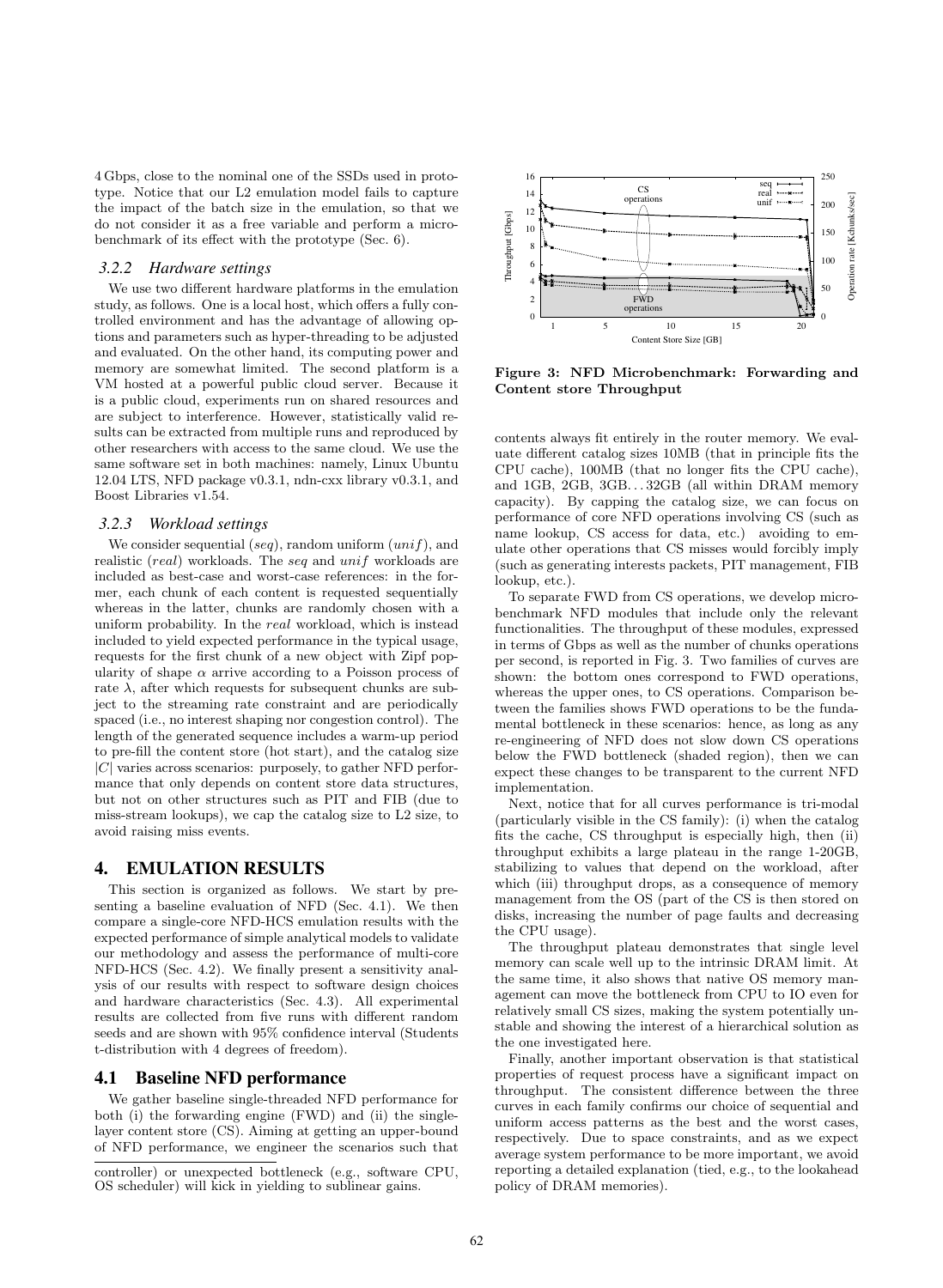4 Gbps, close to the nominal one of the SSDs used in prototype. Notice that our L2 emulation model fails to capture the impact of the batch size in the emulation, so that we do not consider it as a free variable and perform a microbenchmark of its effect with the prototype (Sec. 6).

### 3.2.2 Hardware settings

We use two different hardware platforms in the emulation study, as follows. One is a local host, which offers a fully controlled environment and has the advantage of allowing options and parameters such as hyper-threading to be adjusted and evaluated. On the other hand, its computing power and memory are somewhat limited. The second platform is a VM hosted at a powerful public cloud server. Because it is a public cloud, experiments run on shared resources and are subject to interference. However, statistically valid results can be extracted from multiple runs and reproduced by other researchers with access to the same cloud. We use the same software set in both machines: namely, Linux Ubuntu 12.04 LTS, NFD package v0.3.1, ndn-cxx library v0.3.1, and Boost Libraries v1.54.

### 3.2.3 Workload settings

We consider sequential (*seq*), random uniform (*unif*), and realistic (*real*) workloads. The *seq* and *unif* workloads are included as best-case and worst-case references: in the former, each chunk of each content is requested sequentially whereas in the latter, chunks are randomly chosen with a uniform probability. In the *real* workload, which is instead included to yield expected performance in the typical usage, requests for the first chunk of a new object with Zipf popularity of shape $\alpha$ arrive according to a Poisson process of rate $\lambda$, after which requests for subsequent chunks are subject to the streaming rate constraint and are periodically spaced (i.e., no interest shaping nor congestion control). The length of the generated sequence includes a warm-up period to pre-fill the content store (hot start), and the catalog size $|C|$ varies across scenarios: purposely, to gather NFD performance that only depends on content store data structures, but not on other structures such as PIT and FIB (due to miss-stream lookups), we cap the catalog size to L2 size, to avoid raising miss events.

## 4. EMULATION RESULTS

This section is organized as follows. We start by presenting a baseline evaluation of NFD (Sec. 4.1). We then compare a single-core NFD-HCS emulation results with the expected performance of simple analytical models to validate our methodology and assess the performance of multi-core NFD-HCS (Sec. 4.2). We finally present a sensitivity analysis of our results with respect to software design choices and hardware characteristics (Sec. 4.3). All experimental results are collected from five runs with different random seeds and are shown with 95% confidence interval (Students t-distribution with 4 degrees of freedom).

## 4.1 Baseline NFD performance

We gather baseline single-threaded NFD performance for both (i) the forwarding engine (FWD) and (ii) the single-layer content store (CS). Aiming at getting an upper-bound of NFD performance, we engineer the scenarios such that

controller) or unexpected bottleneck (e.g., software CPU, OS scheduler) will kick in yielding to sublinear gains.

Throughput [Gbps]
Operation rate [Kchunks/sec]
Content Store Size [GB]
CS operations
FWD operations
seq
real
unif
0 2 4 6 8 10 12 14 16
0 50 100 150 200 250
1 5 10 15 20

**Figure 3: NFD Microbenchmark: Forwarding and Content store Throughput**

contents always fit entirely in the router memory. We evaluate different catalog sizes 10MB (that in principle fits the CPU cache), 100MB (that no longer fits the CPU cache), and 1GB, 2GB, 3GB...32GB (all within DRAM memory capacity). By capping the catalog size, we can focus on performance of core NFD operations involving CS (such as name lookup, CS access for data, etc.) avoiding to emulate other operations that CS misses would forcibly imply (such as generating interests packets, PIT management, FIB lookup, etc.).

To separate FWD from CS operations, we develop microbenchmark NFD modules that include only the relevant functionalities. The throughput of these modules, expressed in terms of Gbps as well as the number of chunks operations per second, is reported in Fig. 3. Two families of curves are shown: the bottom ones correspond to FWD operations, whereas the upper ones, to CS operations. Comparison between the families shows FWD operations to be the fundamental bottleneck in these scenarios: hence, as long as any re-engineering of NFD does not slow down CS operations below the FWD bottleneck (shaded region), then we can expect these changes to be transparent to the current NFD implementation.

Next, notice that for all curves performance is tri-modal (particularly visible in the CS family): (i) when the catalog fits the cache, CS throughput is especially high, then (ii) throughput exhibits a large plateau in the range 1-20GB, stabilizing to values that depend on the workload, after which (iii) throughput drops, as a consequence of memory management from the OS (part of the CS is then stored on disks, increasing the number of page faults and decreasing the CPU usage).

The throughput plateau demonstrates that single level memory can scale well up to the intrinsic DRAM limit. At the same time, it also shows that native OS memory management can move the bottleneck from CPU to IO even for relatively small CS sizes, making the system potentially unstable and showing the interest of a hierarchical solution as the one investigated here.

Finally, another important observation is that statistical properties of request process have a significant impact on throughput. The consistent difference between the three curves in each family confirms our choice of sequential and uniform access patterns as the best and the worst cases, respectively. Due to space constraints, and as we expect average system performance to be more important, we avoid reporting a detailed explanation (tied, e.g., to the lookahead policy of DRAM memories).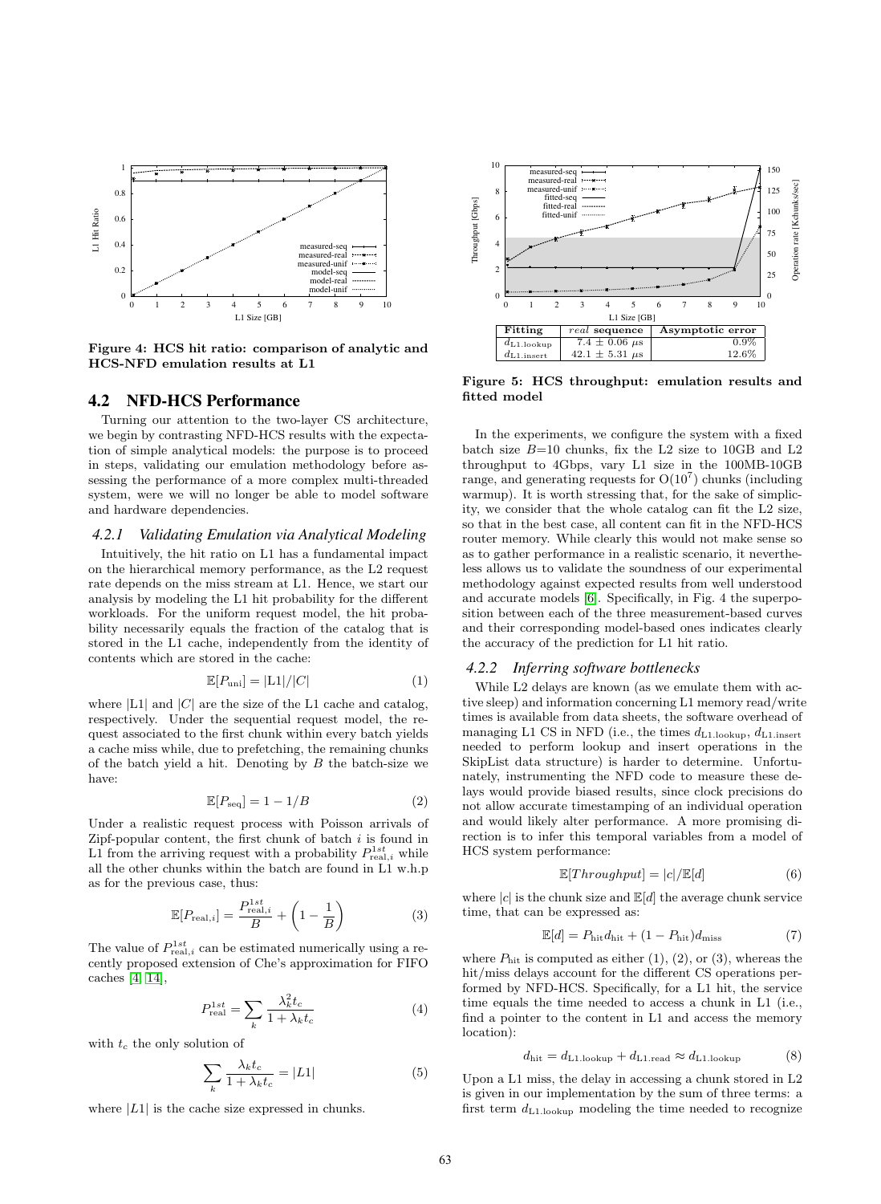1
0.8
0.6
0.4
0.2
0
0 1 2 3 4 5 6 7 8 9 10
L1 Hit Ratio
L1 Size [GB]
measured-seq
measured-real
measured-unif
model-seq
model-real
model-unif

**Figure 4: HCS hit ratio: comparison of analytic and HCS-NFD emulation results at L1**

## 4.2 NFD-HCS Performance

Turning our attention to the two-layer CS architecture, we begin by contrasting NFD-HCS results with the expectation of simple analytical models: the purpose is to proceed in steps, validating our emulation methodology before assessing the performance of a more complex multi-threaded system, were we will no longer be able to model software and hardware dependencies.

### 4.2.1 Validating Emulation via Analytical Modeling

Intuitively, the hit ratio on L1 has a fundamental impact on the hierarchical memory performance, as the L2 request rate depends on the miss stream at L1. Hence, we start our analysis by modeling the L1 hit probability for the different workloads. For the uniform request model, the hit probability necessarily equals the fraction of the catalog that is stored in the L1 cache, independently from the identity of contents which are stored in the cache:

$$\mathbb{E}[P_{\text{uni}}] = |\text{L1}|/|C| \tag{1}$$

where |L1| and $|C|$ are the size of the L1 cache and catalog, respectively. Under the sequential request model, the request associated to the first chunk within every batch yields a cache miss while, due to prefetching, the remaining chunks of the batch yield a hit. Denoting by $B$ the batch-size we have:

$$\mathbb{E}[P_{\text{seq}}] = 1 - 1/B \tag{2}$$

Under a realistic request process with Poisson arrivals of Zipf-popular content, the first chunk of batch $i$ is found in L1 from the arriving request with a probability $P^{1st}_{\text{real},i}$ while all the other chunks within the batch are found in L1 w.h.p as for the previous case, thus:

$$\mathbb{E}[P_{\text{real},i}] = \frac{P^{1st}_{\text{real},i}}{B} + \left(1 - \frac{1}{B}\right) \tag{3}$$

The value of $P^{1st}_{\text{real},i}$ can be estimated numerically using a recently proposed extension of Che's approximation for FIFO caches [4, 14],

$$P^{1st}_{\text{real}} = \sum_k \frac{\lambda_k^2 t_c}{1 + \lambda_k t_c} \tag{4}$$

with $t_c$ the only solution of

$$\sum_k \frac{\lambda_k t_c}{1 + \lambda_k t_c} = |L1| \tag{5}$$

where $|L1|$ is the cache size expressed in chunks.

10
8
6
4
2
0
0 1 2 3 4 5 6 7 8 9 10
Throughput [Gbps]
L1 Size [GB]
150
125
100
75
50
25
0
Operation rate [Kchunks/sec]
measured-seq
measured-real
measured-unif
fitted-seq
fitted-real
fitted-unif

| Fitting | *real* sequence | Asymptotic error |
|---|---|---|
| $d_{\text{L1.lookup}}$ | $7.4 \pm 0.06$ $\mu$s | 0.9% |
| $d_{\text{L1.insert}}$ | $42.1 \pm 5.31$ $\mu$s | 12.6% |

**Figure 5: HCS throughput: emulation results and fitted model**

In the experiments, we configure the system with a fixed batch size $B$=10 chunks, fix the L2 size to 10GB and L2 throughput to 4Gbps, vary L1 size in the 100MB-10GB range, and generating requests for O($10^7$) chunks (including warmup). It is worth stressing that, for the sake of simplicity, we consider that the whole catalog can fit the L2 size, so that in the best case, all content can fit in the NFD-HCS router memory. While clearly this would not make sense so as to gather performance in a realistic scenario, it nevertheless allows us to validate the soundness of our experimental methodology against expected results from well understood and accurate models [6]. Specifically, in Fig. 4 the superposition between each of the three measurement-based curves and their corresponding model-based ones indicates clearly the accuracy of the prediction for L1 hit ratio.

### 4.2.2 Inferring software bottlenecks

While L2 delays are known (as we emulate them with active sleep) and information concerning L1 memory read/write times is available from data sheets, the software overhead of managing L1 CS in NFD (i.e., the times $d_{\text{L1.lookup}}$, $d_{\text{L1.insert}}$ needed to perform lookup and insert operations in the SkipList data structure) is harder to determine. Unfortunately, instrumenting the NFD code to measure these delays would provide biased results, since clock precisions do not allow accurate timestamping of an individual operation and would likely alter performance. A more promising direction is to infer this temporal variables from a model of HCS system performance:

$$\mathbb{E}[Throughput] = |c|/\mathbb{E}[d] \tag{6}$$

where $|c|$ is the chunk size and $\mathbb{E}[d]$ the average chunk service time, that can be expressed as:

$$\mathbb{E}[d] = P_{\text{hit}} d_{\text{hit}} + (1 - P_{\text{hit}}) d_{\text{miss}} \tag{7}$$

where $P_{\text{hit}}$ is computed as either (1), (2), or (3), whereas the hit/miss delays account for the different CS operations performed by NFD-HCS. Specifically, for a L1 hit, the service time equals the time needed to access a chunk in L1 (i.e., find a pointer to the content in L1 and access the memory location):

$$d_{\text{hit}} = d_{\text{L1.lookup}} + d_{\text{L1.read}} \approx d_{\text{L1.lookup}} \tag{8}$$

Upon a L1 miss, the delay in accessing a chunk stored in L2 is given in our implementation by the sum of three terms: a first term $d_{\text{L1.lookup}}$ modeling the time needed to recognize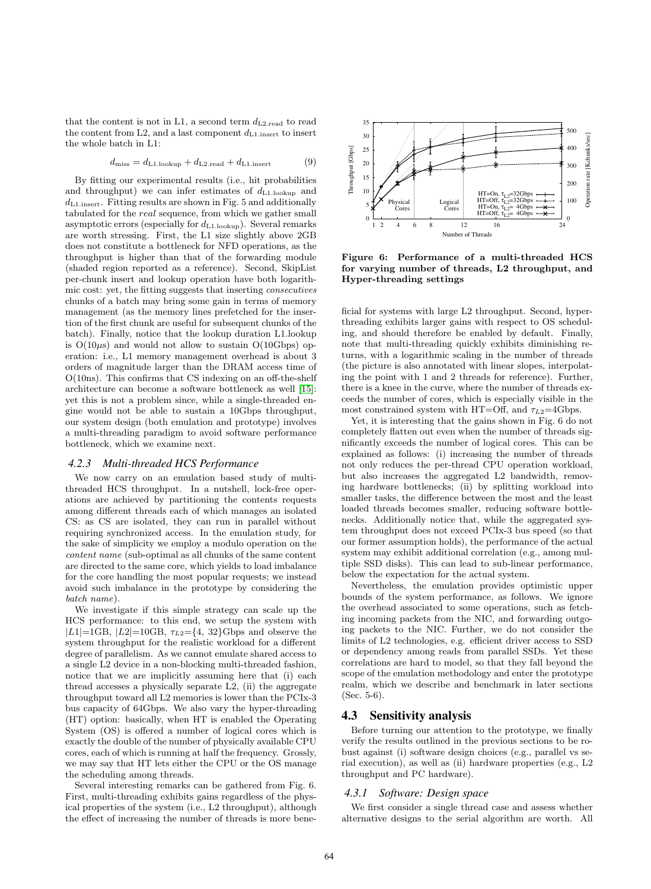that the content is not in L1, a second term $d_{\text{L2.read}}$ to read the content from L2, and a last component $d_{\text{L1.insert}}$ to insert the whole batch in L1:

$$d_{\text{miss}} = d_{\text{L1.lookup}} + d_{\text{L2.read}} + d_{\text{L1.insert}} \tag{9}$$

By fitting our experimental results (i.e., hit probabilities and throughput) we can infer estimates of $d_{\text{L1.lookup}}$ and $d_{\text{L1.insert}}$. Fitting results are shown in Fig. 5 and additionally tabulated for the *real* sequence, from which we gather small asymptotic errors (especially for $d_{\text{L1.lookup}}$). Several remarks are worth stressing. First, the L1 size slightly above 2GB does not constitute a bottleneck for NFD operations, as the throughput is higher than that of the forwarding module (shaded region reported as a reference). Second, SkipList per-chunk insert and lookup operation have both logarithmic cost: yet, the fitting suggests that inserting *consecutives* chunks of a batch may bring some gain in terms of memory management (as the memory lines prefetched for the insertion of the first chunk are useful for subsequent chunks of the batch). Finally, notice that the lookup duration L1.lookup is O(10$\mu$s) and would not allow to sustain O(10Gbps) operation: i.e., L1 memory management overhead is about 3 orders of magnitude larger than the DRAM access time of O(10ns). This confirms that CS indexing on an off-the-shelf architecture can become a software bottleneck as well [15]: yet this is not a problem since, while a single-threaded engine would not be able to sustain a 10Gbps throughput, our system design (both emulation and prototype) involves a multi-threading paradigm to avoid software performance bottleneck, which we examine next.

### 4.2.3 Multi-threaded HCS Performance

We now carry on an emulation based study of multi-threaded HCS throughput. In a nutshell, lock-free operations are achieved by partitioning the contents requests among different threads each of which manages an isolated CS: as CS are isolated, they can run in parallel without requiring synchronized access. In the emulation study, for the sake of simplicity we employ a modulo operation on the *content name* (sub-optimal as all chunks of the same content are directed to the same core, which yields to load imbalance for the core handling the most popular requests; we instead avoid such imbalance in the prototype by considering the *batch name*).

We investigate if this simple strategy can scale up the HCS performance: to this end, we setup the system with $|L1|$=1GB, $|L2|$=10GB, $\tau_{L2}$={4, 32}Gbps and observe the system throughput for the realistic workload for a different degree of parallelism. As we cannot emulate shared access to a single L2 device in a non-blocking multi-threaded fashion, notice that we are implicitly assuming here that (i) each thread accesses a physically separate L2, (ii) the aggregate throughput toward all L2 memories is lower than the PCIx-3 bus capacity of 64Gbps. We also vary the hyper-threading (HT) option: basically, when HT is enabled the Operating System (OS) is offered a number of logical cores which is exactly the double of the number of physically available CPU cores, each of which is running at half the frequency. Grossly, we may say that HT lets either the CPU or the OS manage the scheduling among threads.

Several interesting remarks can be gathered from Fig. 6. First, multi-threading exhibits gains regardless of the physical properties of the system (i.e., L2 throughput), although the effect of increasing the number of threads is more beneficial for systems with large L2 throughput. Second, hyper-threading exhibits larger gains with respect to OS scheduling, and should therefore be enabled by default. Finally, note that multi-threading quickly exhibits diminishing returns, with a logarithmic scaling in the number of threads (the picture is also annotated with linear slopes, interpolating the point with 1 and 2 threads for reference). Further, there is a knee in the curve, where the number of threads exceeds the number of cores, which is especially visible in the most constrained system with HT=Off, and $\tau_{L2}$=4Gbps.

Throughput [Gbps]
Operation rate [Kchunks/sec]
Number of Threads
Physical Cores
Logical Cores
HT=On, $\tau_{L2}$=32Gbps
HT=Off, $\tau_{L2}$=32Gbps
HT=On, $\tau_{L2}$= 4Gbps
HT=Off, $\tau_{L2}$= 4Gbps
0 5 10 15 20 25 30 35
0 100 200 300 400 500
1 2 4 6 8 12 16 24

**Figure 6: Performance of a multi-threaded HCS for varying number of threads, L2 throughput, and Hyper-threading settings**

Yet, it is interesting that the gains shown in Fig. 6 do not completely flatten out even when the number of threads significantly exceeds the number of logical cores. This can be explained as follows: (i) increasing the number of threads not only reduces the per-thread CPU operation workload, but also increases the aggregated L2 bandwidth, removing hardware bottlenecks; (ii) by splitting workload into smaller tasks, the difference between the most and the least loaded threads becomes smaller, reducing software bottlenecks. Additionally notice that, while the aggregated system throughput does not exceed PCIx-3 bus speed (so that our former assumption holds), the performance of the actual system may exhibit additional correlation (e.g., among multiple SSD disks). This can lead to sub-linear performance, below the expectation for the actual system.

Nevertheless, the emulation provides optimistic upper bounds of the system performance, as follows. We ignore the overhead associated to some operations, such as fetching incoming packets from the NIC, and forwarding outgoing packets to the NIC. Further, we do not consider the limits of L2 technologies, e.g. efficient driver access to SSD or dependency among reads from parallel SSDs. Yet these correlations are hard to model, so that they fall beyond the scope of the emulation methodology and enter the prototype realm, which we describe and benchmark in later sections (Sec. 5-6).

## 4.3 Sensitivity analysis

Before turning our attention to the prototype, we finally verify the results outlined in the previous sections to be robust against (i) software design choices (e.g., parallel vs serial execution), as well as (ii) hardware properties (e.g., L2 throughput and PC hardware).

### 4.3.1 Software: Design space

We first consider a single thread case and assess whether alternative designs to the serial algorithm are worth. All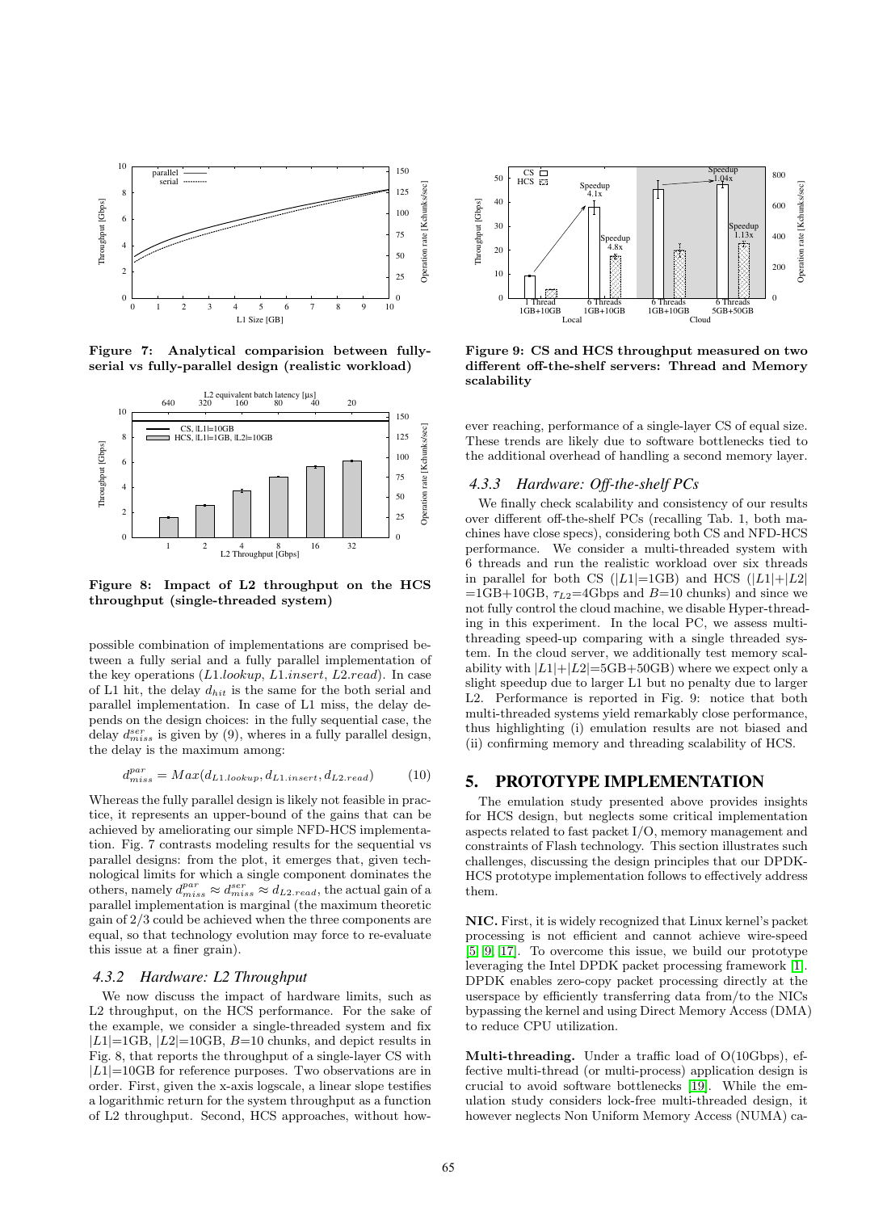10
8
6
4
2
0
0 1 2 3 4 5 6 7 8 9 10
150
125
100
75
50
25
0
parallel
serial
Throughput [Gbps]
Operation rate [Kchunks/sec]
L1 Size [GB]

**Figure 7: Analytical comparision between fully-serial vs fully-parallel design (realistic workload)**

L2 equivalent batch latency [µs]
640 320 160 80 40 20
10
8
6
4
2
0
150
125
100
75
50
25
0
CS, |L1|=10GB
HCS, |L1|=1GB, |L2|=10GB
1 2 4 8 16 32
L2 Throughput [Gbps]
Throughput [Gbps]
Operation rate [Kchunks/sec]

**Figure 8: Impact of L2 throughput on the HCS throughput (single-threaded system)**

possible combination of implementations are comprised between a fully serial and a fully parallel implementation of the key operations ($L1.lookup$, $L1.insert$, $L2.read$). In case of L1 hit, the delay $d_{hit}$ is the same for the both serial and parallel implementation. In case of L1 miss, the delay depends on the design choices: in the fully sequential case, the delay $d^{ser}_{miss}$ is given by (9), wheres in a fully parallel design, the delay is the maximum among:

$$d^{par}_{miss} = Max(d_{L1.lookup}, d_{L1.insert}, d_{L2.read}) \qquad (10)$$

Whereas the fully parallel design is likely not feasible in practice, it represents an upper-bound of the gains that can be achieved by ameliorating our simple NFD-HCS implementation. Fig. 7 contrasts modeling results for the sequential vs parallel designs: from the plot, it emerges that, given technological limits for which a single component dominates the others, namely $d^{par}_{miss} \approx d^{ser}_{miss} \approx d_{L2.read}$, the actual gain of a parallel implementation is marginal (the maximum theoretic gain of 2/3 could be achieved when the three components are equal, so that technology evolution may force to re-evaluate this issue at a finer grain).

### *4.3.2 Hardware: L2 Throughput*

We now discuss the impact of hardware limits, such as L2 throughput, on the HCS performance. For the sake of the example, we consider a single-threaded system and fix $|L1|$=1GB, $|L2|$=10GB, $B$=10 chunks, and depict results in Fig. 8, that reports the throughput of a single-layer CS with $|L1|$=10GB for reference purposes. Two observations are in order. First, given the x-axis logscale, a linear slope testifies a logarithmic return for the system throughput as a function of L2 throughput. Second, HCS approaches, without however reaching, performance of a single-layer CS of equal size. These trends are likely due to software bottlenecks tied to the additional overhead of handling a second memory layer.

### *4.3.3 Hardware: Off-the-shelf PCs*

We finally check scalability and consistency of our results over different off-the-shelf PCs (recalling Tab. 1, both machines have close specs), considering both CS and NFD-HCS performance. We consider a multi-threaded system with 6 threads and run the realistic workload over six threads in parallel for both CS ($|L1|$=1GB) and HCS ($|L1|$+$|L2|$ =1GB+10GB, $\tau_{L2}$=4Gbps and $B$=10 chunks) and since we not fully control the cloud machine, we disable Hyper-threading in this experiment. In the local PC, we assess multi-threading speed-up comparing with a single threaded system. In the cloud server, we additionally test memory scalability with $|L1|$+$|L2|$=5GB+50GB) where we expect only a slight speedup due to larger L1 but no penalty due to larger L2. Performance is reported in Fig. 9: notice that both multi-threaded systems yield remarkably close performance, thus highlighting (i) emulation results are not biased and (ii) confirming memory and threading scalability of HCS.

CS
HCS
50
40
30
20
10
0
800
600
400
200
0
Speedup 4.1x
Speedup 4.8x
Speedup 1.04x
Speedup 1.13x
1 Thread 1GB+10GB
6 Threads 1GB+10GB
6 Threads 1GB+10GB
6 Threads 5GB+50GB
Local
Cloud
Throughput [Gbps]
Operation rate [Kchunks/sec]

**Figure 9: CS and HCS throughput measured on two different off-the-shelf servers: Thread and Memory scalability**

## 5. PROTOTYPE IMPLEMENTATION

The emulation study presented above provides insights for HCS design, but neglects some critical implementation aspects related to fast packet I/O, memory management and constraints of Flash technology. This section illustrates such challenges, discussing the design principles that our DPDK-HCS prototype implementation follows to effectively address them.

**NIC.** First, it is widely recognized that Linux kernel's packet processing is not efficient and cannot achieve wire-speed [5, 9, 17]. To overcome this issue, we build our prototype leveraging the Intel DPDK packet processing framework [1]. DPDK enables zero-copy packet processing directly at the userspace by efficiently transferring data from/to the NICs bypassing the kernel and using Direct Memory Access (DMA) to reduce CPU utilization.

**Multi-threading.** Under a traffic load of O(10Gbps), effective multi-thread (or multi-process) application design is crucial to avoid software bottlenecks [19]. While the emulation study considers lock-free multi-threaded design, it however neglects Non Uniform Memory Access (NUMA) ca-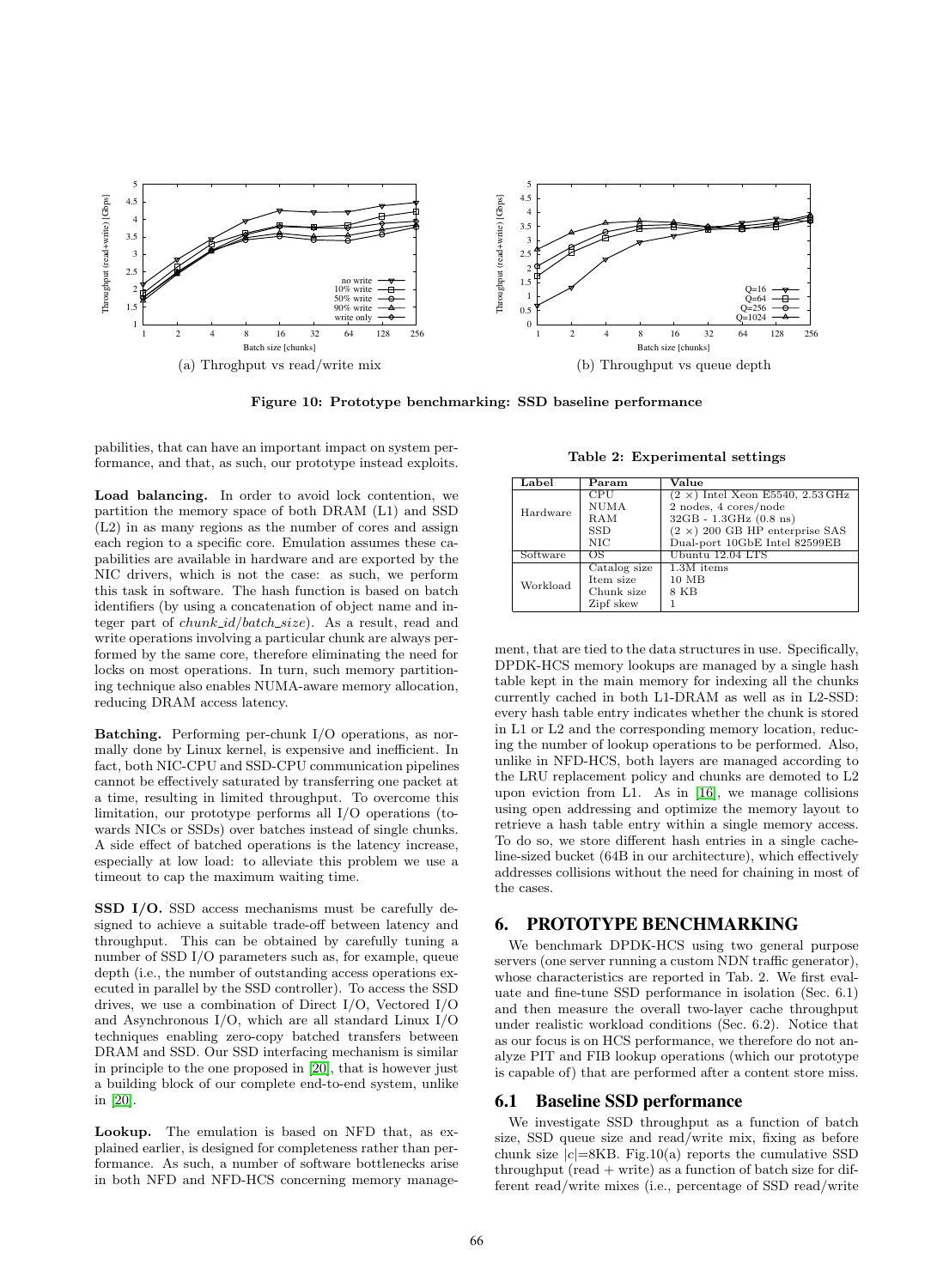Throughput (read+write) [Gbps]

5
4.5
4
3.5
3
2.5
2
1.5
1

1 2 4 8 16 32 64 128 256

Batch size [chunks]

no write
10% write
50% write
90% write
write only

(a) Throghput vs read/write mix

Throughput (read+write) [Gbps]

5
4.5
4
3.5
3
2.5
2
1.5
1
0.5
0

1 2 4 8 16 32 64 128 256

Batch size [chunks]

Q=16
Q=64
Q=256
Q=1024

(b) Throughput vs queue depth

**Figure 10: Prototype benchmarking: SSD baseline performance**

pabilities, that can have an important impact on system performance, and that, as such, our prototype instead exploits.

**Load balancing.** In order to avoid lock contention, we partition the memory space of both DRAM (L1) and SSD (L2) in as many regions as the number of cores and assign each region to a specific core. Emulation assumes these capabilities are available in hardware and are exported by the NIC drivers, which is not the case: as such, we perform this task in software. The hash function is based on batch identifiers (by using a concatenation of object name and integer part of *chunk_id/batch_size*). As a result, read and write operations involving a particular chunk are always performed by the same core, therefore eliminating the need for locks on most operations. In turn, such memory partitioning technique also enables NUMA-aware memory allocation, reducing DRAM access latency.

**Batching.** Performing per-chunk I/O operations, as normally done by Linux kernel, is expensive and inefficient. In fact, both NIC-CPU and SSD-CPU communication pipelines cannot be effectively saturated by transferring one packet at a time, resulting in limited throughput. To overcome this limitation, our prototype performs all I/O operations (towards NICs or SSDs) over batches instead of single chunks. A side effect of batched operations is the latency increase, especially at low load: to alleviate this problem we use a timeout to cap the maximum waiting time.

**SSD I/O.** SSD access mechanisms must be carefully designed to achieve a suitable trade-off between latency and throughput. This can be obtained by carefully tuning a number of SSD I/O parameters such as, for example, queue depth (i.e., the number of outstanding access operations executed in parallel by the SSD controller). To access the SSD drives, we use a combination of Direct I/O, Vectored I/O and Asynchronous I/O, which are all standard Linux I/O techniques enabling zero-copy batched transfers between DRAM and SSD. Our SSD interfacing mechanism is similar in principle to the one proposed in [20], that is however just a building block of our complete end-to-end system, unlike in [20].

**Lookup.** The emulation is based on NFD that, as explained earlier, is designed for completeness rather than performance. As such, a number of software bottlenecks arise in both NFD and NFD-HCS concerning memory management, that are tied to the data structures in use. Specifically, DPDK-HCS memory lookups are managed by a single hash table kept in the main memory for indexing all the chunks currently cached in both L1-DRAM as well as in L2-SSD: every hash table entry indicates whether the chunk is stored in L1 or L2 and the corresponding memory location, reducing the number of lookup operations to be performed. Also, unlike in NFD-HCS, both layers are managed according to the LRU replacement policy and chunks are demoted to L2 upon eviction from L1. As in [16], we manage collisions using open addressing and optimize the memory layout to retrieve a hash table entry within a single memory access. To do so, we store different hash entries in a single cache-line-sized bucket (64B in our architecture), which effectively addresses collisions without the need for chaining in most of the cases.

**Table 2: Experimental settings**

| Label | Param | Value |
|---|---|---|
| Hardware | CPU | (2 ×) Intel Xeon E5540, 2.53 GHz |
| | NUMA | 2 nodes, 4 cores/node |
| | RAM | 32GB - 1.3GHz (0.8 ns) |
| | SSD | (2 ×) 200 GB HP enterprise SAS |
| | NIC | Dual-port 10GbE Intel 82599EB |
| Software | OS | Ubuntu 12.04 LTS |
| Workload | Catalog size | 1.3M items |
| | Item size | 10 MB |
| | Chunk size | 8 KB |
| | Zipf skew | 1 |

## 6. PROTOTYPE BENCHMARKING

We benchmark DPDK-HCS using two general purpose servers (one server running a custom NDN traffic generator), whose characteristics are reported in Tab. 2. We first evaluate and fine-tune SSD performance in isolation (Sec. 6.1) and then measure the overall two-layer cache throughput under realistic workload conditions (Sec. 6.2). Notice that as our focus is on HCS performance, we therefore do not analyze PIT and FIB lookup operations (which our prototype is capable of) that are performed after a content store miss.

### 6.1 Baseline SSD performance

We investigate SSD throughput as a function of batch size, SSD queue size and read/write mix, fixing as before chunk size $|c|$=8KB. Fig.10(a) reports the cumulative SSD throughput (read + write) as a function of batch size for different read/write mixes (i.e., percentage of SSD read/write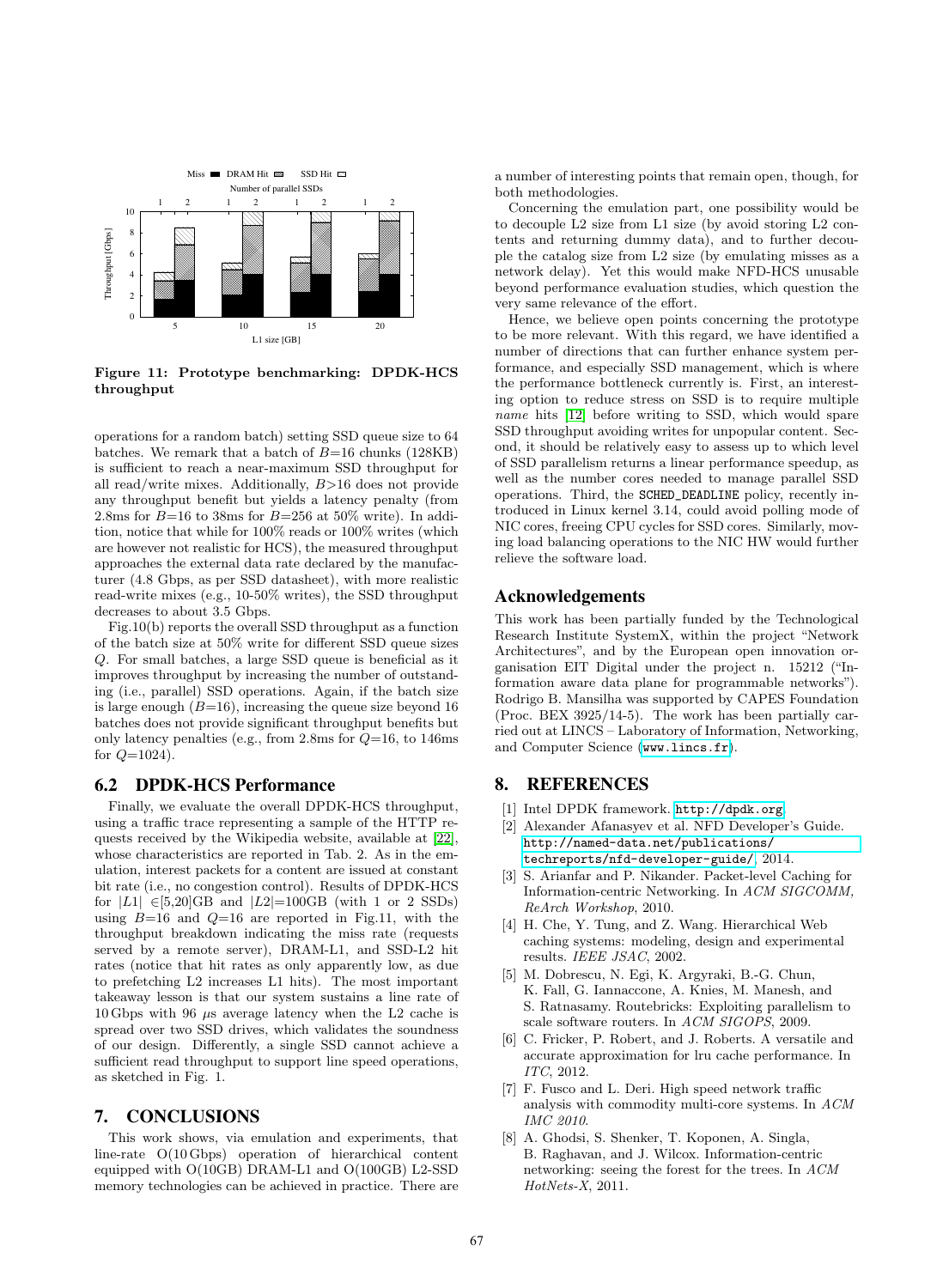Miss DRAM Hit SSD Hit

Number of parallel SSDs

1 2 1 2 1 2 1 2

Throughput [Gbps]

10

8

6

4

2

0

5 10 15 20

L1 size [GB]

**Figure 11: Prototype benchmarking: DPDK-HCS throughput**

operations for a random batch) setting SSD queue size to 64 batches. We remark that a batch of $B$=16 chunks (128KB) is sufficient to reach a near-maximum SSD throughput for all read/write mixes. Additionally, $B$>16 does not provide any throughput benefit but yields a latency penalty (from 2.8ms for $B$=16 to 38ms for $B$=256 at 50% write). In addition, notice that while for 100% reads or 100% writes (which are however not realistic for HCS), the measured throughput approaches the external data rate declared by the manufacturer (4.8 Gbps, as per SSD datasheet), with more realistic read-write mixes (e.g., 10-50% writes), the SSD throughput decreases to about 3.5 Gbps.

Fig.10(b) reports the overall SSD throughput as a function of the batch size at 50% write for different SSD queue sizes $Q$. For small batches, a large SSD queue is beneficial as it improves throughput by increasing the number of outstanding (i.e., parallel) SSD operations. Again, if the batch size is large enough ($B$=16), increasing the queue size beyond 16 batches does not provide significant throughput benefits but only latency penalties (e.g., from 2.8ms for $Q$=16, to 146ms for $Q$=1024).

### 6.2 DPDK-HCS Performance

Finally, we evaluate the overall DPDK-HCS throughput, using a traffic trace representing a sample of the HTTP requests received by the Wikipedia website, available at [22], whose characteristics are reported in Tab. 2. As in the emulation, interest packets for a content are issued at constant bit rate (i.e., no congestion control). Results of DPDK-HCS for $|L1| \in$[5,20]GB and $|L2|$=100GB (with 1 or 2 SSDs) using $B$=16 and $Q$=16 are reported in Fig.11, with the throughput breakdown indicating the miss rate (requests served by a remote server), DRAM-L1, and SSD-L2 hit rates (notice that hit rates as only apparently low, as due to prefetching L2 increases L1 hits). The most important takeaway lesson is that our system sustains a line rate of 10 Gbps with 96 $\mu$s average latency when the L2 cache is spread over two SSD drives, which validates the soundness of our design. Differently, a single SSD cannot achieve a sufficient read throughput to support line speed operations, as sketched in Fig. 1.

## 7. CONCLUSIONS

This work shows, via emulation and experiments, that line-rate O(10 Gbps) operation of hierarchical content equipped with O(10GB) DRAM-L1 and O(100GB) L2-SSD memory technologies can be achieved in practice. There are a number of interesting points that remain open, though, for both methodologies.

Concerning the emulation part, one possibility would be to decouple L2 size from L1 size (by avoid storing L2 contents and returning dummy data), and to further decouple the catalog size from L2 size (by emulating misses as a network delay). Yet this would make NFD-HCS unusable beyond performance evaluation studies, which question the very same relevance of the effort.

Hence, we believe open points concerning the prototype to be more relevant. With this regard, we have identified a number of directions that can further enhance system performance, and especially SSD management, which is where the performance bottleneck currently is. First, an interesting option to reduce stress on SSD is to require multiple *name* hits [12] before writing to SSD, which would spare SSD throughput avoiding writes for unpopular content. Second, it should be relatively easy to assess up to which level of SSD parallelism returns a linear performance speedup, as well as the number cores needed to manage parallel SSD operations. Third, the `SCHED_DEADLINE` policy, recently introduced in Linux kernel 3.14, could avoid polling mode of NIC cores, freeing CPU cycles for SSD cores. Similarly, moving load balancing operations to the NIC HW would further relieve the software load.

## Acknowledgements

This work has been partially funded by the Technological Research Institute SystemX, within the project "Network Architectures", and by the European open innovation organisation EIT Digital under the project n. 15212 ("Information aware data plane for programmable networks"). Rodrigo B. Mansilha was supported by CAPES Foundation (Proc. BEX 3925/14-5). The work has been partially carried out at LINCS – Laboratory of Information, Networking, and Computer Science (`www.lincs.fr`).

## 8. REFERENCES

[1] Intel DPDK framework. `http://dpdk.org`.

[2] Alexander Afanasyev et al. NFD Developer's Guide. `http://named-data.net/publications/techreports/nfd-developer-guide/`, 2014.

[3] S. Arianfar and P. Nikander. Packet-level Caching for Information-centric Networking. In *ACM SIGCOMM, ReArch Workshop*, 2010.

[4] H. Che, Y. Tung, and Z. Wang. Hierarchical Web caching systems: modeling, design and experimental results. *IEEE JSAC*, 2002.

[5] M. Dobrescu, N. Egi, K. Argyraki, B.-G. Chun, K. Fall, G. Iannaccone, A. Knies, M. Manesh, and S. Ratnasamy. Routebricks: Exploiting parallelism to scale software routers. In *ACM SIGOPS*, 2009.

[6] C. Fricker, P. Robert, and J. Roberts. A versatile and accurate approximation for lru cache performance. In *ITC*, 2012.

[7] F. Fusco and L. Deri. High speed network traffic analysis with commodity multi-core systems. In *ACM IMC 2010*.

[8] A. Ghodsi, S. Shenker, T. Koponen, A. Singla, B. Raghavan, and J. Wilcox. Information-centric networking: seeing the forest for the trees. In *ACM HotNets-X*, 2011.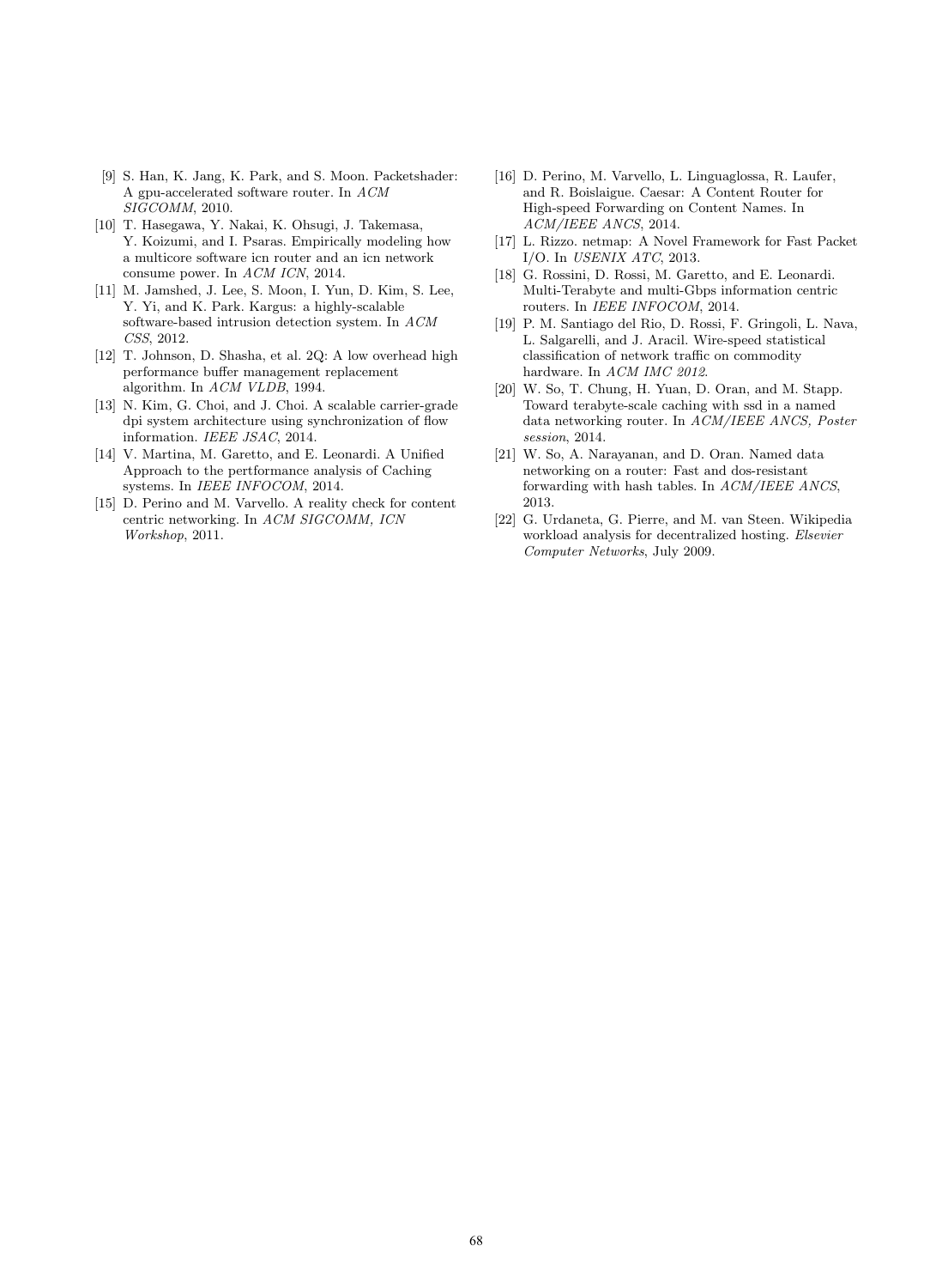[9] S. Han, K. Jang, K. Park, and S. Moon. Packetshader: A gpu-accelerated software router. In *ACM SIGCOMM*, 2010.

[10] T. Hasegawa, Y. Nakai, K. Ohsugi, J. Takemasa, Y. Koizumi, and I. Psaras. Empirically modeling how a multicore software icn router and an icn network consume power. In *ACM ICN*, 2014.

[11] M. Jamshed, J. Lee, S. Moon, I. Yun, D. Kim, S. Lee, Y. Yi, and K. Park. Kargus: a highly-scalable software-based intrusion detection system. In *ACM CSS*, 2012.

[12] T. Johnson, D. Shasha, et al. 2Q: A low overhead high performance buffer management replacement algorithm. In *ACM VLDB*, 1994.

[13] N. Kim, G. Choi, and J. Choi. A scalable carrier-grade dpi system architecture using synchronization of flow information. *IEEE JSAC*, 2014.

[14] V. Martina, M. Garetto, and E. Leonardi. A Unified Approach to the pertformance analysis of Caching systems. In *IEEE INFOCOM*, 2014.

[15] D. Perino and M. Varvello. A reality check for content centric networking. In *ACM SIGCOMM, ICN Workshop*, 2011.

[16] D. Perino, M. Varvello, L. Linguaglossa, R. Laufer, and R. Boislaigue. Caesar: A Content Router for High-speed Forwarding on Content Names. In *ACM/IEEE ANCS*, 2014.

[17] L. Rizzo. netmap: A Novel Framework for Fast Packet I/O. In *USENIX ATC*, 2013.

[18] G. Rossini, D. Rossi, M. Garetto, and E. Leonardi. Multi-Terabyte and multi-Gbps information centric routers. In *IEEE INFOCOM*, 2014.

[19] P. M. Santiago del Rio, D. Rossi, F. Gringoli, L. Nava, L. Salgarelli, and J. Aracil. Wire-speed statistical classification of network traffic on commodity hardware. In *ACM IMC 2012*.

[20] W. So, T. Chung, H. Yuan, D. Oran, and M. Stapp. Toward terabyte-scale caching with ssd in a named data networking router. In *ACM/IEEE ANCS, Poster session*, 2014.

[21] W. So, A. Narayanan, and D. Oran. Named data networking on a router: Fast and dos-resistant forwarding with hash tables. In *ACM/IEEE ANCS*, 2013.

[22] G. Urdaneta, G. Pierre, and M. van Steen. Wikipedia workload analysis for decentralized hosting. *Elsevier Computer Networks*, July 2009.